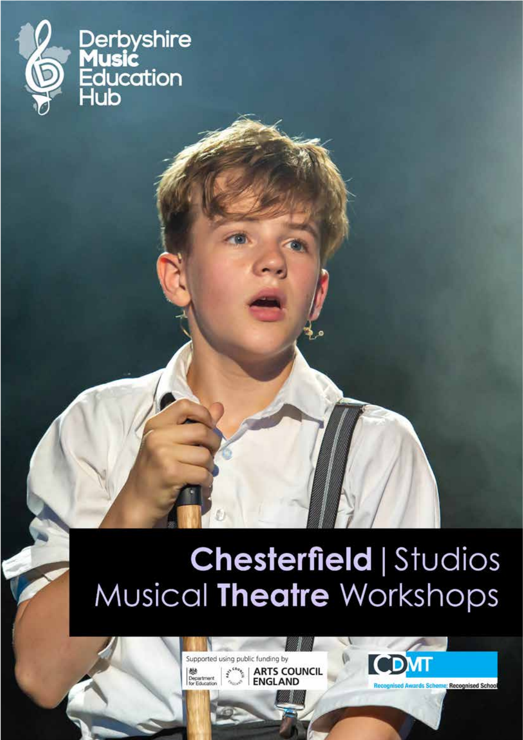Derbyshire **Music** Education Hub

# **Chesterfield** | Studios Musical **Theatre** Workshops

Supported using public funding by

Department for Education | ARTS COUNCIL ENGLAND

CDMT

Recognised Awards Scheme: Recognised School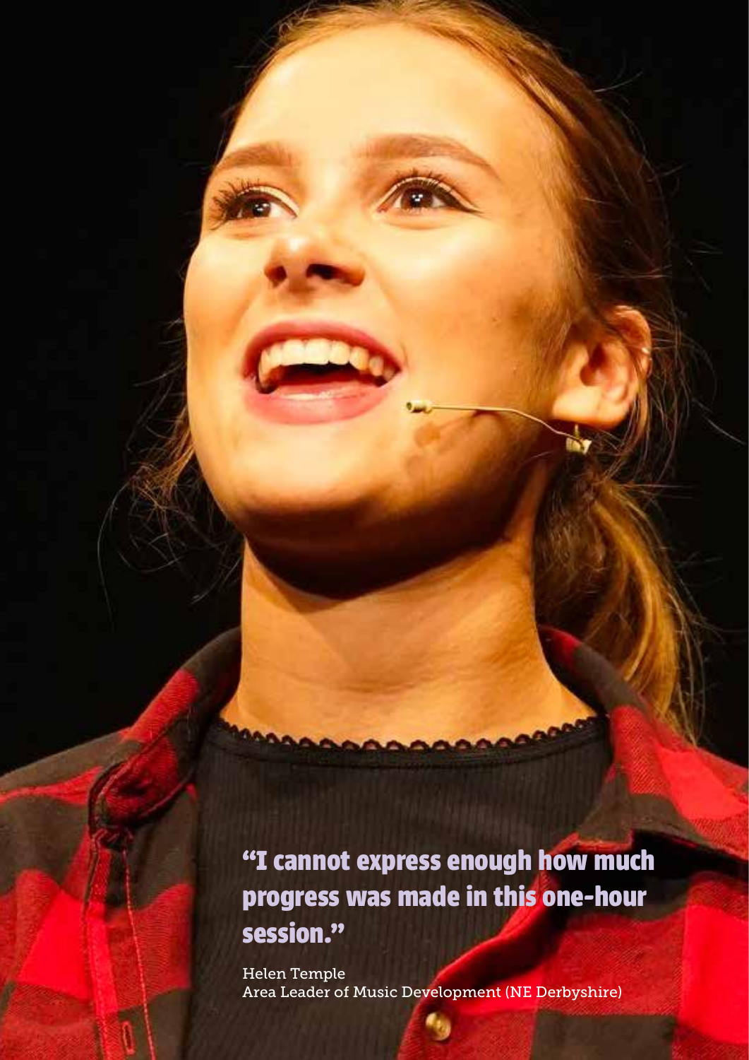**"I cannot express enough how much progress was made in this one-hour session."**

Helen Temple
Area Leader of Music Development (NE Derbyshire)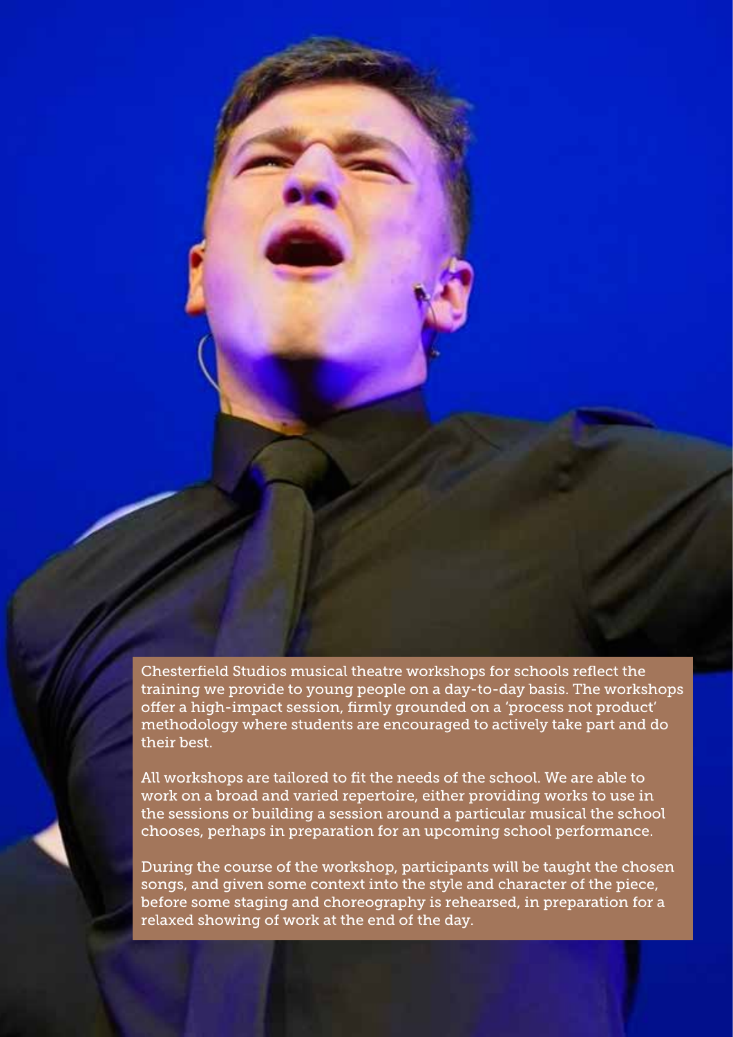Chesterfield Studios musical theatre workshops for schools reflect the training we provide to young people on a day-to-day basis. The workshops offer a high-impact session, firmly grounded on a 'process not product' methodology where students are encouraged to actively take part and do their best.

All workshops are tailored to fit the needs of the school. We are able to work on a broad and varied repertoire, either providing works to use in the sessions or building a session around a particular musical the school chooses, perhaps in preparation for an upcoming school performance.

During the course of the workshop, participants will be taught the chosen songs, and given some context into the style and character of the piece, before some staging and choreography is rehearsed, in preparation for a relaxed showing of work at the end of the day.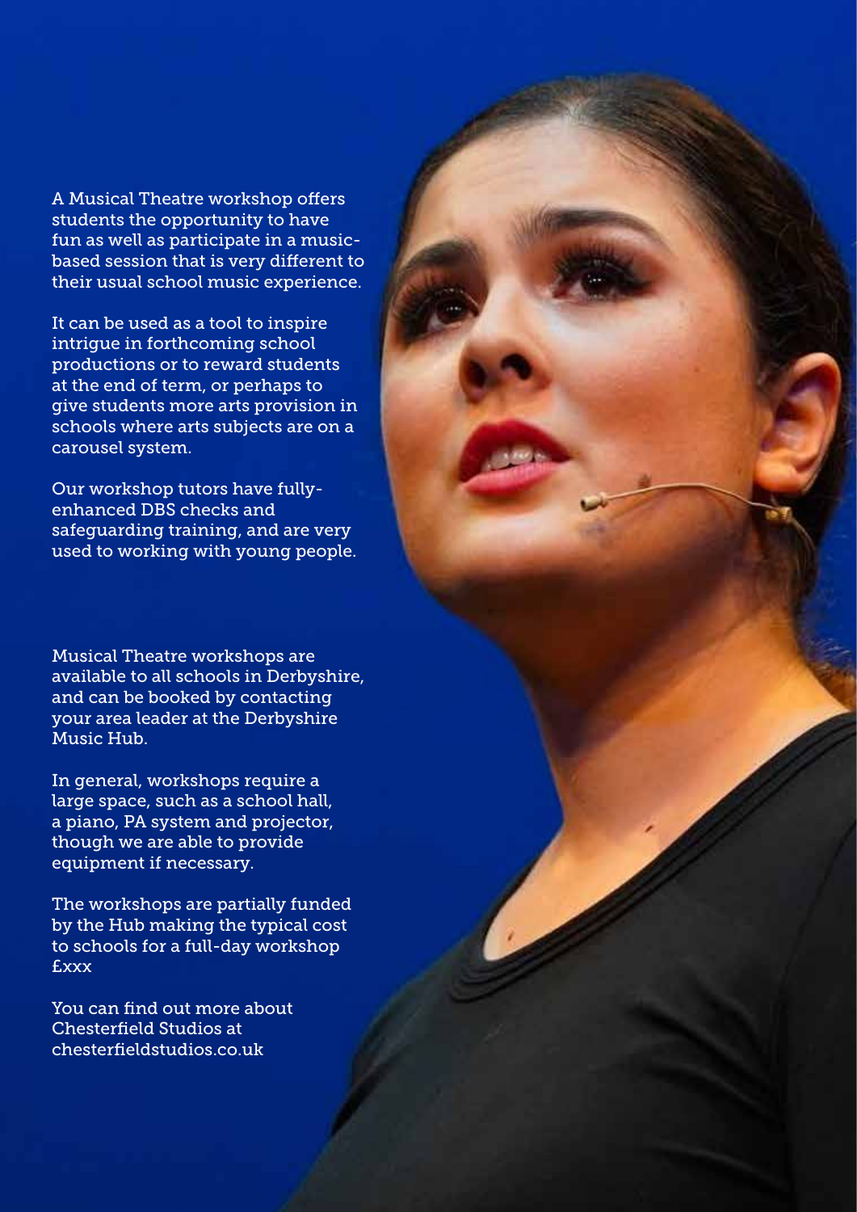A Musical Theatre workshop offers students the opportunity to have fun as well as participate in a music-based session that is very different to their usual school music experience.

It can be used as a tool to inspire intrigue in forthcoming school productions or to reward students at the end of term, or perhaps to give students more arts provision in schools where arts subjects are on a carousel system.

Our workshop tutors have fully-enhanced DBS checks and safeguarding training, and are very used to working with young people.

Musical Theatre workshops are available to all schools in Derbyshire, and can be booked by contacting your area leader at the Derbyshire Music Hub.

In general, workshops require a large space, such as a school hall, a piano, PA system and projector, though we are able to provide equipment if necessary.

The workshops are partially funded by the Hub making the typical cost to schools for a full-day workshop £xxx

You can find out more about Chesterfield Studios at chesterfieldstudios.co.uk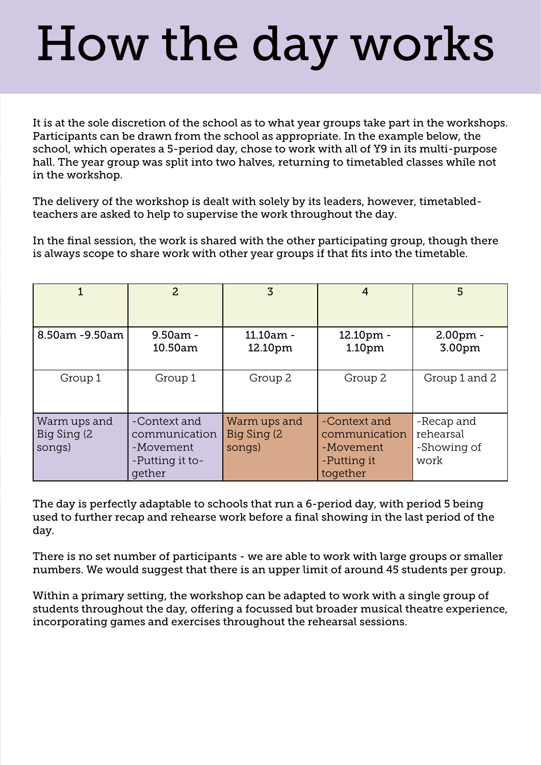# How the day works

It is at the sole discretion of the school as to what year groups take part in the workshops. Participants can be drawn from the school as appropriate. In the example below, the school, which operates a 5-period day, chose to work with all of Y9 in its multi-purpose hall. The year group was split into two halves, returning to timetabled classes while not in the workshop.

The delivery of the workshop is dealt with solely by its leaders, however, timetabled-teachers are asked to help to supervise the work throughout the day.

In the final session, the work is shared with the other participating group, though there is always scope to share work with other year groups if that fits into the timetable.

| 1 | 2 | 3 | 4 | 5 |
|---|---|---|---|---|
| 8.50am -9.50am | 9.50am - 10.50am | 11.10am - 12.10pm | 12.10pm - 1.10pm | 2.00pm - 3.00pm |
| Group 1 | Group 1 | Group 2 | Group 2 | Group 1 and 2 |
| Warm ups and Big Sing (2 songs) | -Context and communication<br>-Movement<br>-Putting it together | Warm ups and Big Sing (2 songs) | -Context and communication<br>-Movement<br>-Putting it together | -Recap and rehearsal<br>-Showing of work |

The day is perfectly adaptable to schools that run a 6-period day, with period 5 being used to further recap and rehearse work before a final showing in the last period of the day.

There is no set number of participants - we are able to work with large groups or smaller numbers. We would suggest that there is an upper limit of around 45 students per group.

Within a primary setting, the workshop can be adapted to work with a single group of students throughout the day, offering a focussed but broader musical theatre experience, incorporating games and exercises throughout the rehearsal sessions.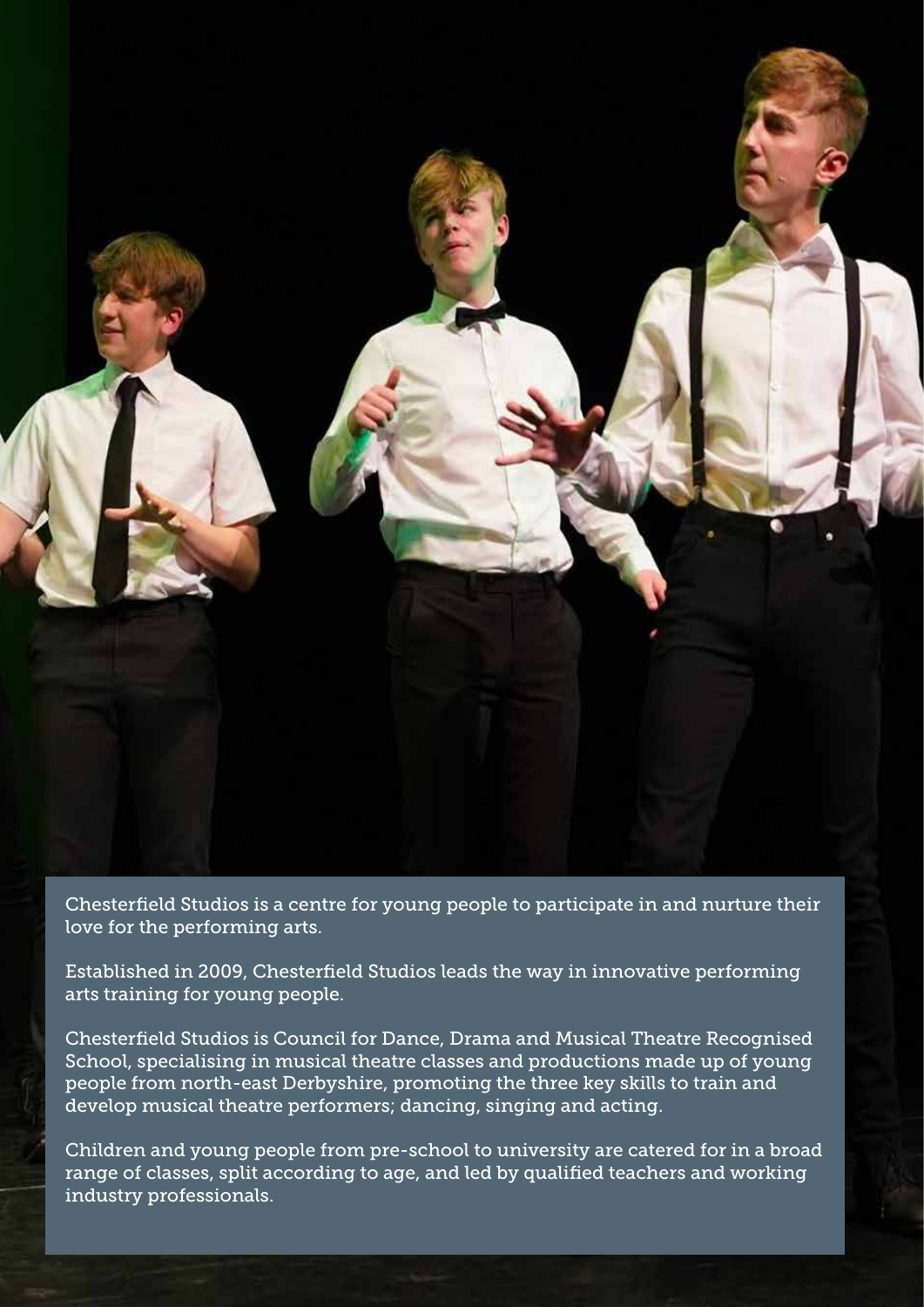Chesterfield Studios is a centre for young people to participate in and nurture their love for the performing arts.

Established in 2009, Chesterfield Studios leads the way in innovative performing arts training for young people.

Chesterfield Studios is Council for Dance, Drama and Musical Theatre Recognised School, specialising in musical theatre classes and productions made up of young people from north-east Derbyshire, promoting the three key skills to train and develop musical theatre performers; dancing, singing and acting.

Children and young people from pre-school to university are catered for in a broad range of classes, split according to age, and led by qualified teachers and working industry professionals.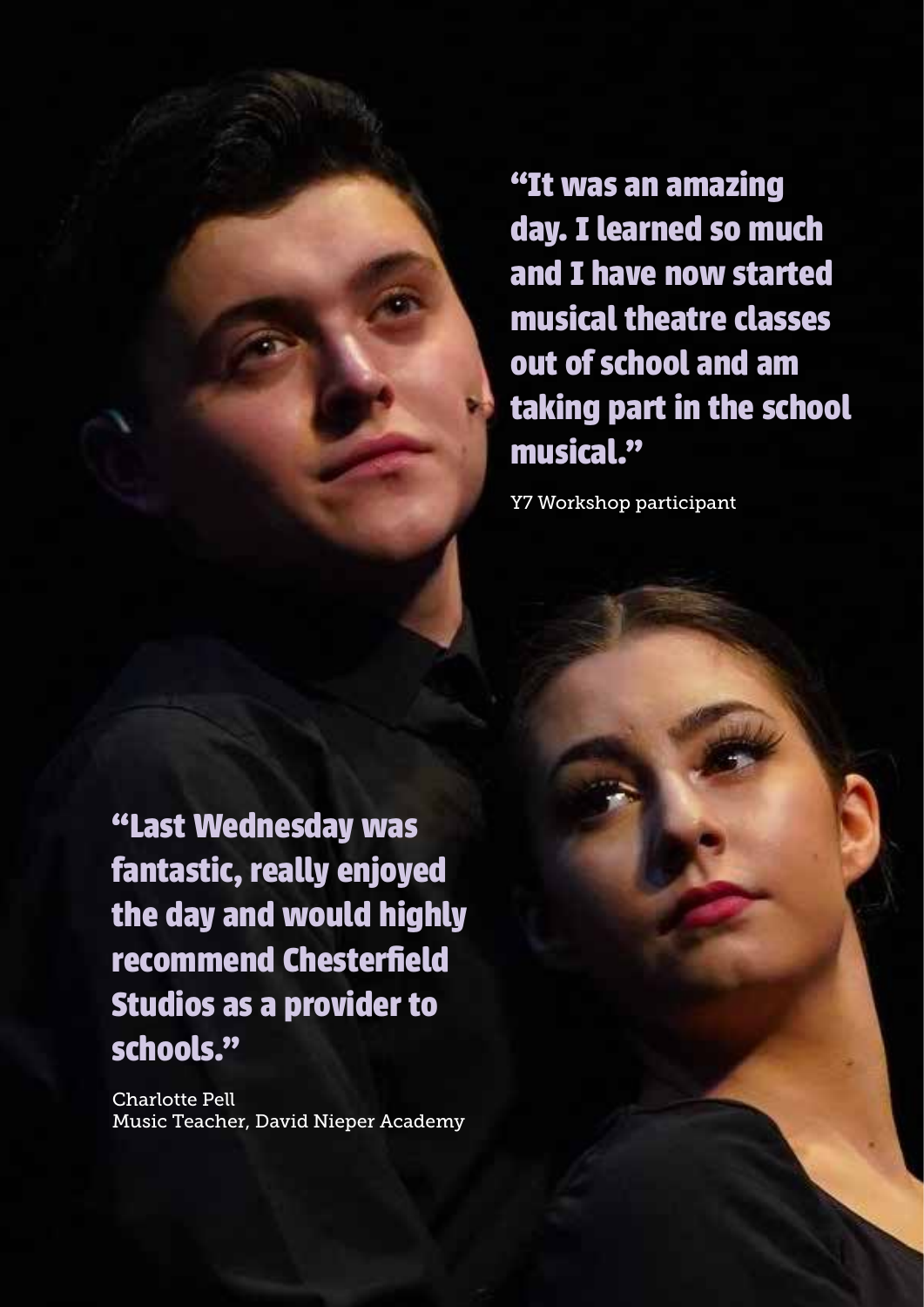**"It was an amazing day. I learned so much and I have now started musical theatre classes out of school and am taking part in the school musical."**

Y7 Workshop participant

**"Last Wednesday was fantastic, really enjoyed the day and would highly recommend Chesterfield Studios as a provider to schools."**

Charlotte Pell
Music Teacher, David Nieper Academy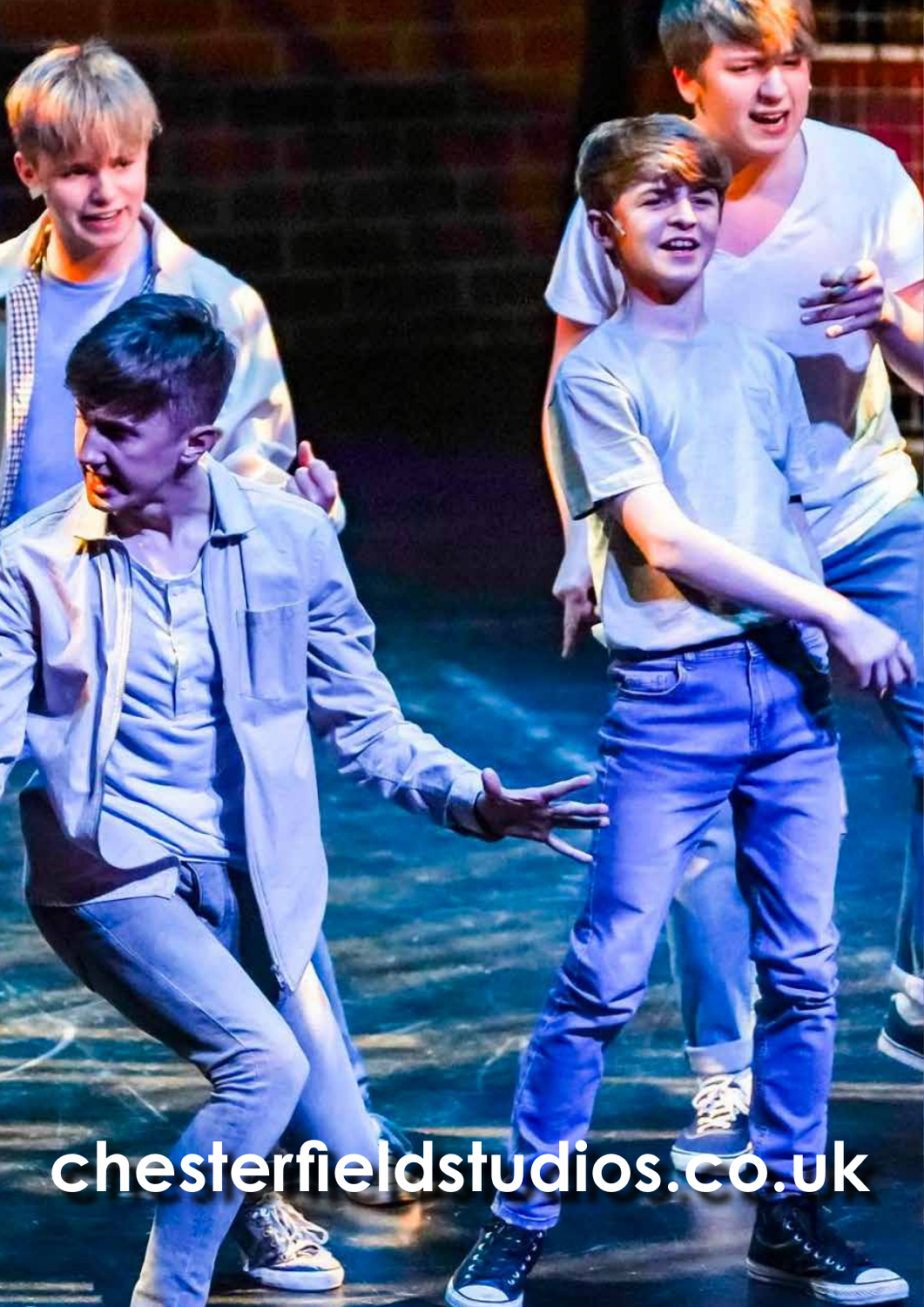chesterfieldstudios.co.uk